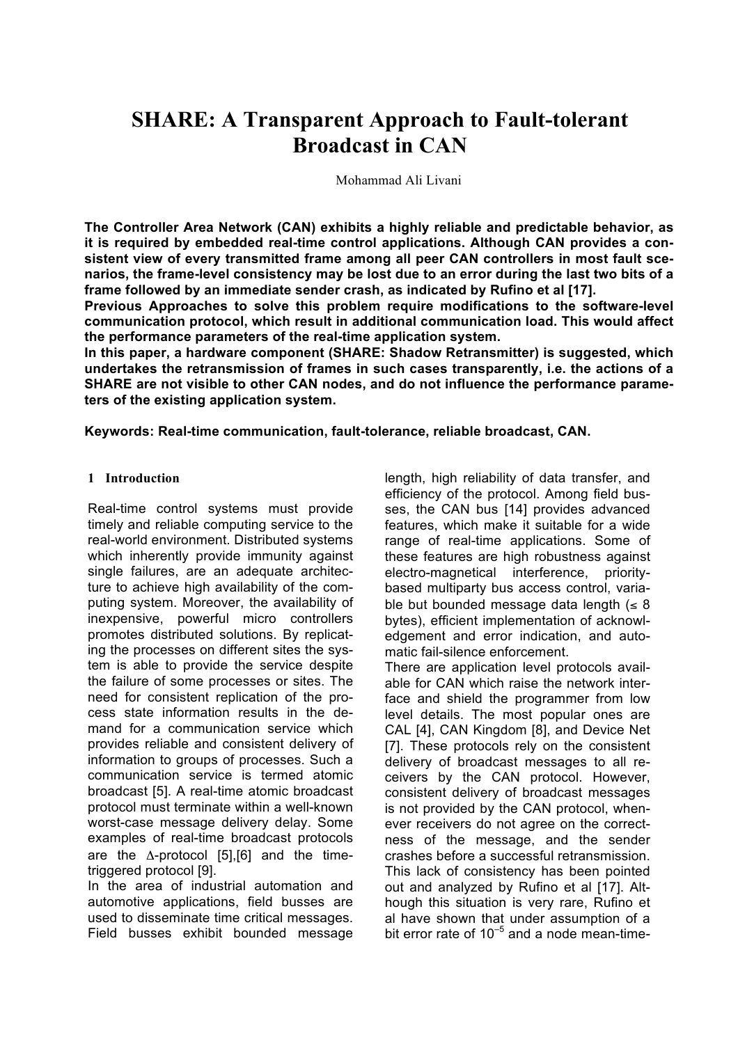# SHARE: A Transparent Approach to Fault-tolerant Broadcast in CAN

Mohammad Ali Livani

**The Controller Area Network (CAN) exhibits a highly reliable and predictable behavior, as it is required by embedded real-time control applications. Although CAN provides a consistent view of every transmitted frame among all peer CAN controllers in most fault scenarios, the frame-level consistency may be lost due to an error during the last two bits of a frame followed by an immediate sender crash, as indicated by Rufino et al [17].**

**Previous Approaches to solve this problem require modifications to the software-level communication protocol, which result in additional communication load. This would affect the performance parameters of the real-time application system.**

**In this paper, a hardware component (SHARE: Shadow Retransmitter) is suggested, which undertakes the retransmission of frames in such cases transparently, i.e. the actions of a SHARE are not visible to other CAN nodes, and do not influence the performance parameters of the existing application system.**

**Keywords: Real-time communication, fault-tolerance, reliable broadcast, CAN.**

## 1 Introduction

Real-time control systems must provide timely and reliable computing service to the real-world environment. Distributed systems which inherently provide immunity against single failures, are an adequate architecture to achieve high availability of the computing system. Moreover, the availability of inexpensive, powerful micro controllers promotes distributed solutions. By replicating the processes on different sites the system is able to provide the service despite the failure of some processes or sites. The need for consistent replication of the process state information results in the demand for a communication service which provides reliable and consistent delivery of information to groups of processes. Such a communication service is termed atomic broadcast [5]. A real-time atomic broadcast protocol must terminate within a well-known worst-case message delivery delay. Some examples of real-time broadcast protocols are the $\Delta$-protocol [5],[6] and the time-triggered protocol [9].

In the area of industrial automation and automotive applications, field busses are used to disseminate time critical messages. Field busses exhibit bounded message length, high reliability of data transfer, and efficiency of the protocol. Among field busses, the CAN bus [14] provides advanced features, which make it suitable for a wide range of real-time applications. Some of these features are high robustness against electro-magnetical interference, priority-based multiparty bus access control, variable but bounded message data length ($\leq$ 8 bytes), efficient implementation of acknowledgement and error indication, and automatic fail-silence enforcement.

There are application level protocols available for CAN which raise the network interface and shield the programmer from low level details. The most popular ones are CAL [4], CAN Kingdom [8], and Device Net [7]. These protocols rely on the consistent delivery of broadcast messages to all receivers by the CAN protocol. However, consistent delivery of broadcast messages is not provided by the CAN protocol, whenever receivers do not agree on the correctness of the message, and the sender crashes before a successful retransmission. This lack of consistency has been pointed out and analyzed by Rufino et al [17]. Although this situation is very rare, Rufino et al have shown that under assumption of a bit error rate of $10^{-5}$ and a node mean-time-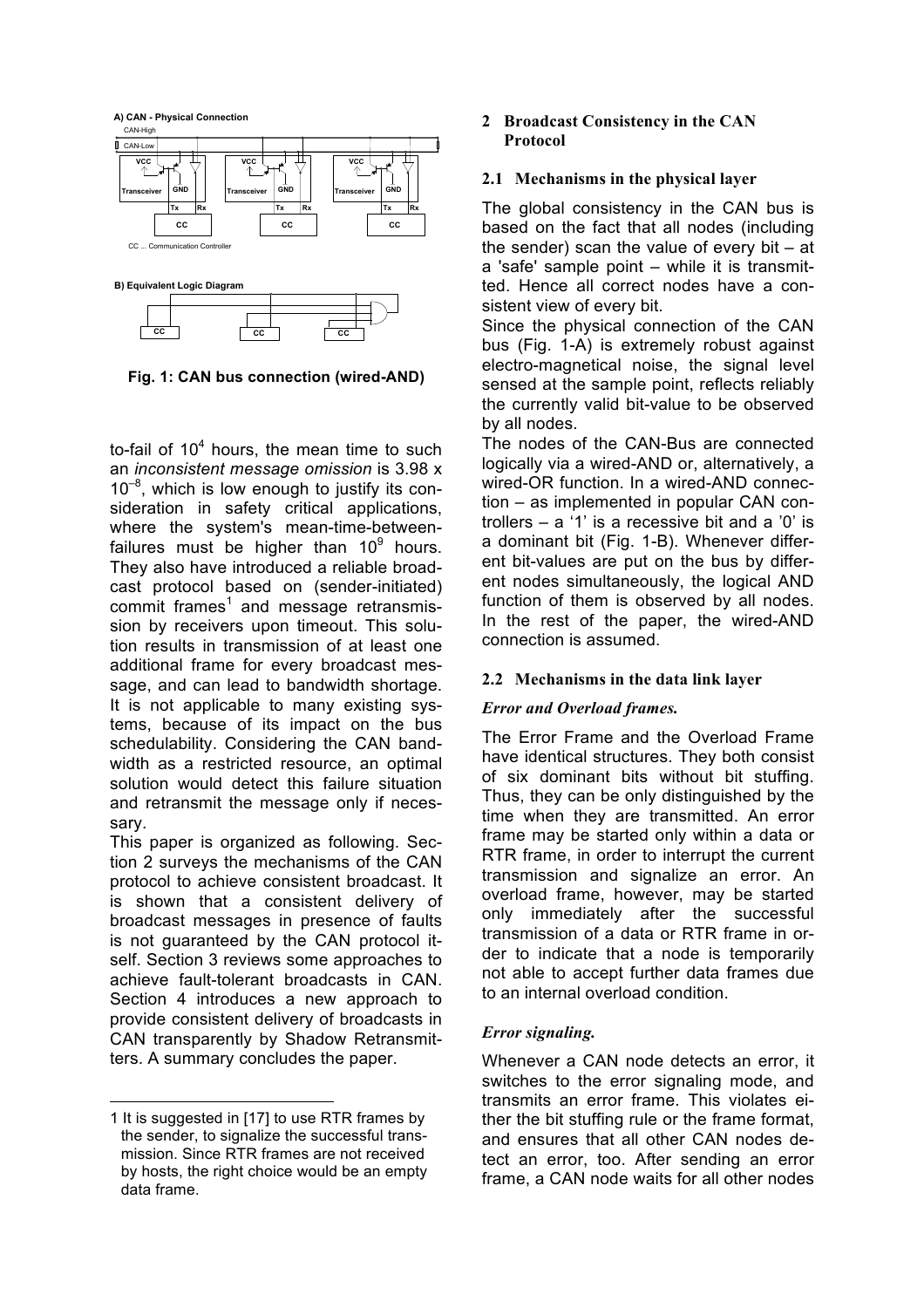Fig. 1: CAN bus connection (wired-AND)

to-fail of $10^4$ hours, the mean time to such an *inconsistent message omission* is 3.98 x $10^{-8}$, which is low enough to justify its consideration in safety critical applications, where the system's mean-time-between-failures must be higher than $10^9$ hours. They also have introduced a reliable broadcast protocol based on (sender-initiated) commit frames[1] and message retransmission by receivers upon timeout. This solution results in transmission of at least one additional frame for every broadcast message, and can lead to bandwidth shortage. It is not applicable to many existing systems, because of its impact on the bus schedulability. Considering the CAN bandwidth as a restricted resource, an optimal solution would detect this failure situation and retransmit the message only if necessary.

This paper is organized as following. Section 2 surveys the mechanisms of the CAN protocol to achieve consistent broadcast. It is shown that a consistent delivery of broadcast messages in presence of faults is not guaranteed by the CAN protocol itself. Section 3 reviews some approaches to achieve fault-tolerant broadcasts in CAN. Section 4 introduces a new approach to provide consistent delivery of broadcasts in CAN transparently by Shadow Retransmitters. A summary concludes the paper.

1 It is suggested in [17] to use RTR frames by the sender, to signalize the successful transmission. Since RTR frames are not received by hosts, the right choice would be an empty data frame.

## 2 Broadcast Consistency in the CAN Protocol

### 2.1 Mechanisms in the physical layer

The global consistency in the CAN bus is based on the fact that all nodes (including the sender) scan the value of every bit – at a 'safe' sample point – while it is transmitted. Hence all correct nodes have a consistent view of every bit.

Since the physical connection of the CAN bus (Fig. 1-A) is extremely robust against electro-magnetical noise, the signal level sensed at the sample point, reflects reliably the currently valid bit-value to be observed by all nodes.

The nodes of the CAN-Bus are connected logically via a wired-AND or, alternatively, a wired-OR function. In a wired-AND connection – as implemented in popular CAN controllers – a '1' is a recessive bit and a '0' is a dominant bit (Fig. 1-B). Whenever different bit-values are put on the bus by different nodes simultaneously, the logical AND function of them is observed by all nodes. In the rest of the paper, the wired-AND connection is assumed.

### 2.2 Mechanisms in the data link layer

#### *Error and Overload frames.*

The Error Frame and the Overload Frame have identical structures. They both consist of six dominant bits without bit stuffing. Thus, they can be only distinguished by the time when they are transmitted. An error frame may be started only within a data or RTR frame, in order to interrupt the current transmission and signalize an error. An overload frame, however, may be started only immediately after the successful transmission of a data or RTR frame in order to indicate that a node is temporarily not able to accept further data frames due to an internal overload condition.

#### *Error signaling.*

Whenever a CAN node detects an error, it switches to the error signaling mode, and transmits an error frame. This violates either the bit stuffing rule or the frame format, and ensures that all other CAN nodes detect an error, too. After sending an error frame, a CAN node waits for all other nodes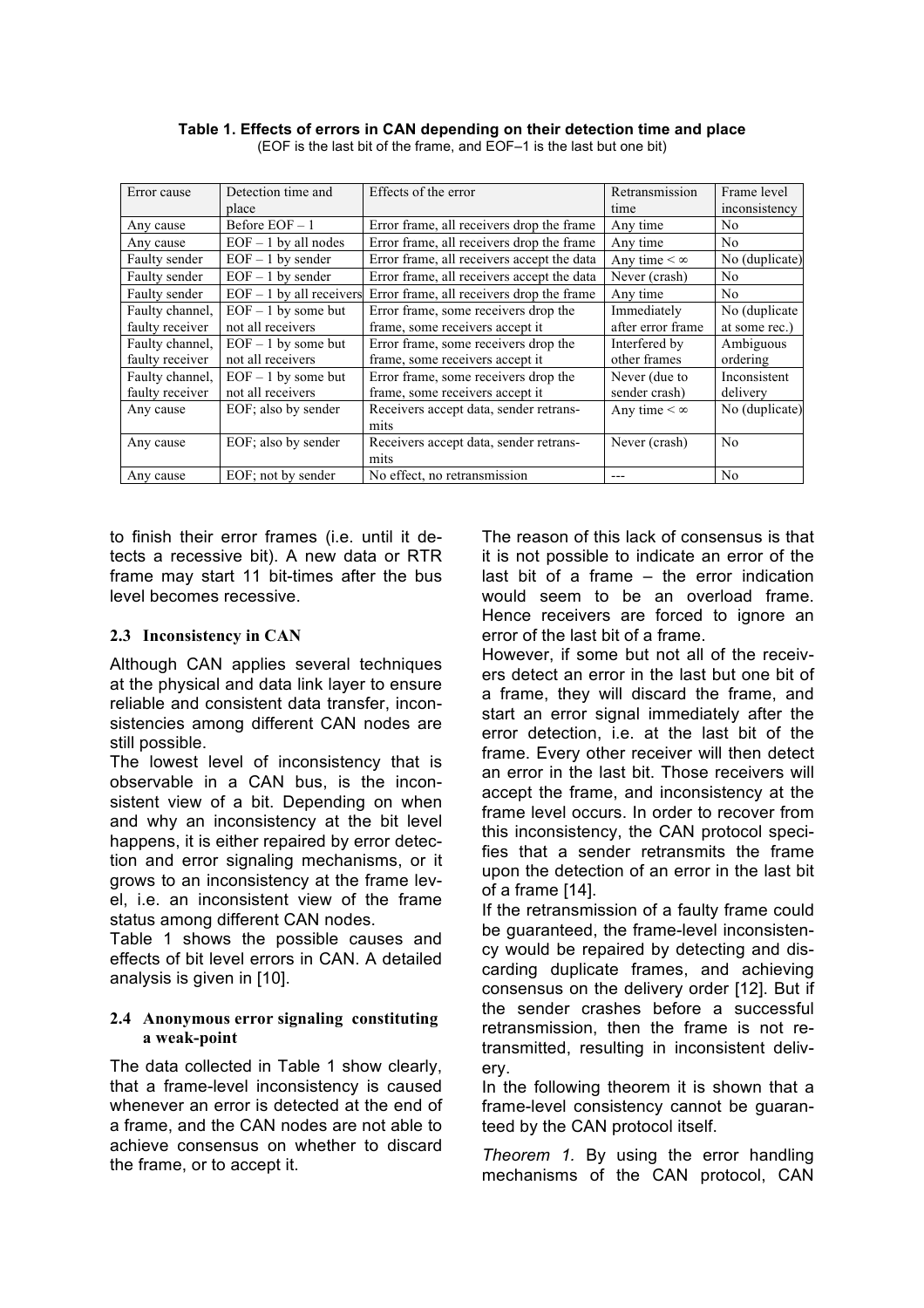**Table 1. Effects of errors in CAN depending on their detection time and place**
(EOF is the last bit of the frame, and EOF–1 is the last but one bit)

| Error cause | Detection time and place | Effects of the error | Retransmission time | Frame level inconsistency |
|---|---|---|---|---|
| Any cause | Before EOF – 1 | Error frame, all receivers drop the frame | Any time | No |
| Any cause | EOF – 1 by all nodes | Error frame, all receivers drop the frame | Any time | No |
| Faulty sender | EOF – 1 by sender | Error frame, all receivers accept the data | Any time < ∞ | No (duplicate) |
| Faulty sender | EOF – 1 by sender | Error frame, all receivers accept the data | Never (crash) | No |
| Faulty sender | EOF – 1 by all receivers | Error frame, all receivers drop the frame | Any time | No |
| Faulty channel, faulty receiver | EOF – 1 by some but not all receivers | Error frame, some receivers drop the frame, some receivers accept it | Immediately after error frame | No (duplicate at some rec.) |
| Faulty channel, faulty receiver | EOF – 1 by some but not all receivers | Error frame, some receivers drop the frame, some receivers accept it | Interfered by other frames | Ambiguous ordering |
| Faulty channel, faulty receiver | EOF – 1 by some but not all receivers | Error frame, some receivers drop the frame, some receivers accept it | Never (due to sender crash) | Inconsistent delivery |
| Any cause | EOF; also by sender | Receivers accept data, sender retransmits | Any time < ∞ | No (duplicate) |
| Any cause | EOF; also by sender | Receivers accept data, sender retransmits | Never (crash) | No |
| Any cause | EOF; not by sender | No effect, no retransmission | --- | No |

to finish their error frames (i.e. until it detects a recessive bit). A new data or RTR frame may start 11 bit-times after the bus level becomes recessive.

### 2.3 Inconsistency in CAN

Although CAN applies several techniques at the physical and data link layer to ensure reliable and consistent data transfer, inconsistencies among different CAN nodes are still possible.

The lowest level of inconsistency that is observable in a CAN bus, is the inconsistent view of a bit. Depending on when and why an inconsistency at the bit level happens, it is either repaired by error detection and error signaling mechanisms, or it grows to an inconsistency at the frame level, i.e. an inconsistent view of the frame status among different CAN nodes.

Table 1 shows the possible causes and effects of bit level errors in CAN. A detailed analysis is given in [10].

### 2.4 Anonymous error signaling constituting a weak-point

The data collected in Table 1 show clearly, that a frame-level inconsistency is caused whenever an error is detected at the end of a frame, and the CAN nodes are not able to achieve consensus on whether to discard the frame, or to accept it.

The reason of this lack of consensus is that it is not possible to indicate an error of the last bit of a frame – the error indication would seem to be an overload frame. Hence receivers are forced to ignore an error of the last bit of a frame.

However, if some but not all of the receivers detect an error in the last but one bit of a frame, they will discard the frame, and start an error signal immediately after the error detection, i.e. at the last bit of the frame. Every other receiver will then detect an error in the last bit. Those receivers will accept the frame, and inconsistency at the frame level occurs. In order to recover from this inconsistency, the CAN protocol specifies that a sender retransmits the frame upon the detection of an error in the last bit of a frame [14].

If the retransmission of a faulty frame could be guaranteed, the frame-level inconsistency would be repaired by detecting and discarding duplicate frames, and achieving consensus on the delivery order [12]. But if the sender crashes before a successful retransmission, then the frame is not retransmitted, resulting in inconsistent delivery.

In the following theorem it is shown that a frame-level consistency cannot be guaranteed by the CAN protocol itself.

*Theorem 1.* By using the error handling mechanisms of the CAN protocol, CAN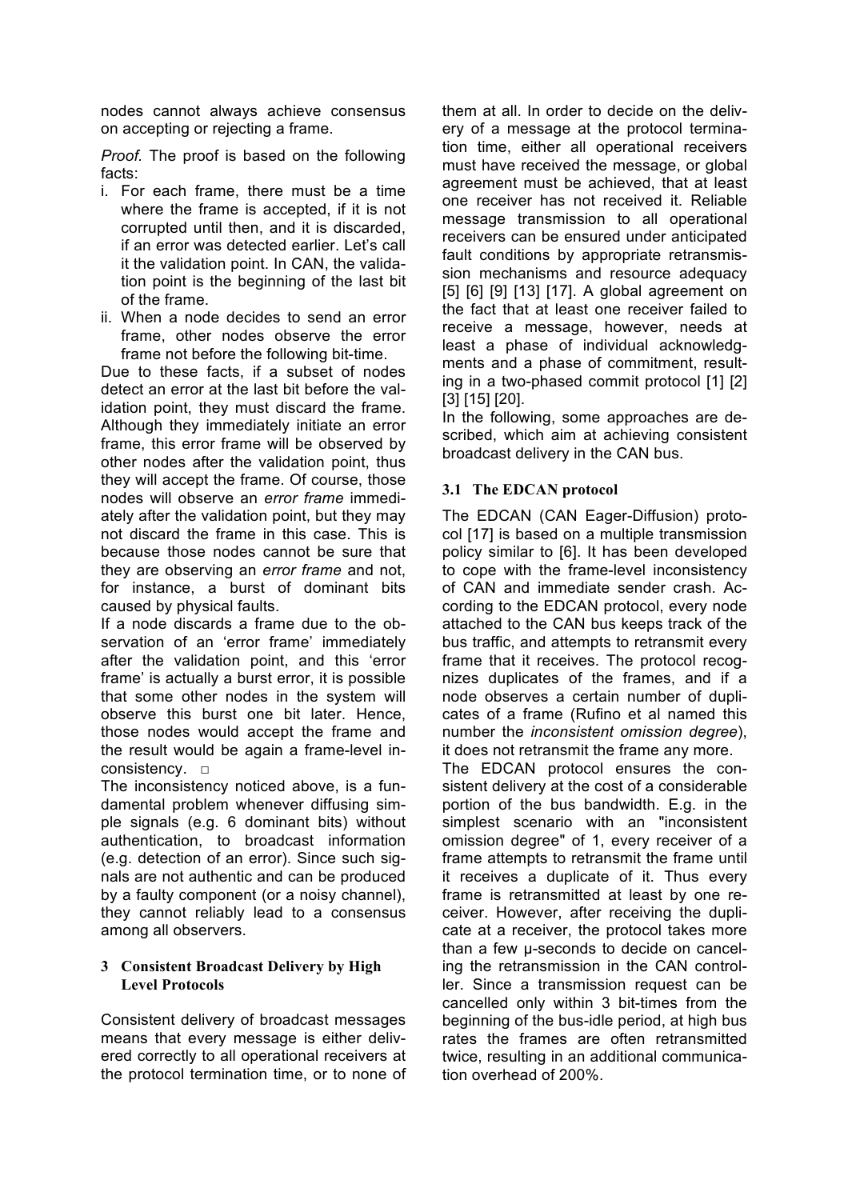nodes cannot always achieve consensus on accepting or rejecting a frame.

*Proof.* The proof is based on the following facts:

i. For each frame, there must be a time where the frame is accepted, if it is not corrupted until then, and it is discarded, if an error was detected earlier. Let's call it the validation point. In CAN, the validation point is the beginning of the last bit of the frame.
ii. When a node decides to send an error frame, other nodes observe the error frame not before the following bit-time.

Due to these facts, if a subset of nodes detect an error at the last bit before the validation point, they must discard the frame. Although they immediately initiate an error frame, this error frame will be observed by other nodes after the validation point, thus they will accept the frame. Of course, those nodes will observe an *error frame* immediately after the validation point, but they may not discard the frame in this case. This is because those nodes cannot be sure that they are observing an *error frame* and not, for instance, a burst of dominant bits caused by physical faults.

If a node discards a frame due to the observation of an 'error frame' immediately after the validation point, and this 'error frame' is actually a burst error, it is possible that some other nodes in the system will observe this burst one bit later. Hence, those nodes would accept the frame and the result would be again a frame-level inconsistency. □

The inconsistency noticed above, is a fundamental problem whenever diffusing simple signals (e.g. 6 dominant bits) without authentication, to broadcast information (e.g. detection of an error). Since such signals are not authentic and can be produced by a faulty component (or a noisy channel), they cannot reliably lead to a consensus among all observers.

## 3 Consistent Broadcast Delivery by High Level Protocols

Consistent delivery of broadcast messages means that every message is either delivered correctly to all operational receivers at the protocol termination time, or to none of them at all. In order to decide on the delivery of a message at the protocol termination time, either all operational receivers must have received the message, or global agreement must be achieved, that at least one receiver has not received it. Reliable message transmission to all operational receivers can be ensured under anticipated fault conditions by appropriate retransmission mechanisms and resource adequacy [5] [6] [9] [13] [17]. A global agreement on the fact that at least one receiver failed to receive a message, however, needs at least a phase of individual acknowledgments and a phase of commitment, resulting in a two-phased commit protocol [1] [2] [3] [15] [20].

In the following, some approaches are described, which aim at achieving consistent broadcast delivery in the CAN bus.

### 3.1 The EDCAN protocol

The EDCAN (CAN Eager-Diffusion) protocol [17] is based on a multiple transmission policy similar to [6]. It has been developed to cope with the frame-level inconsistency of CAN and immediate sender crash. According to the EDCAN protocol, every node attached to the CAN bus keeps track of the bus traffic, and attempts to retransmit every frame that it receives. The protocol recognizes duplicates of the frames, and if a node observes a certain number of duplicates of a frame (Rufino et al named this number the *inconsistent omission degree*), it does not retransmit the frame any more.

The EDCAN protocol ensures the consistent delivery at the cost of a considerable portion of the bus bandwidth. E.g. in the simplest scenario with an "inconsistent omission degree" of 1, every receiver of a frame attempts to retransmit the frame until it receives a duplicate of it. Thus every frame is retransmitted at least by one receiver. However, after receiving the duplicate at a receiver, the protocol takes more than a few µ-seconds to decide on canceling the retransmission in the CAN controller. Since a transmission request can be cancelled only within 3 bit-times from the beginning of the bus-idle period, at high bus rates the frames are often retransmitted twice, resulting in an additional communication overhead of 200%.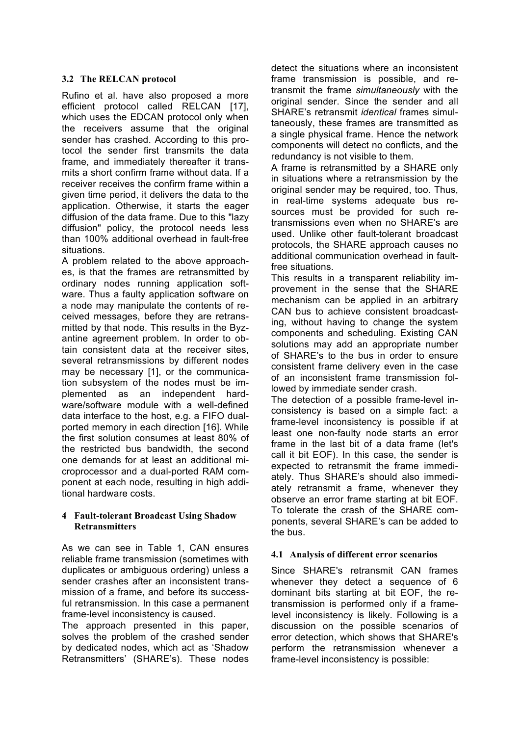### 3.2 The RELCAN protocol

Rufino et al. have also proposed a more efficient protocol called RELCAN [17], which uses the EDCAN protocol only when the receivers assume that the original sender has crashed. According to this protocol the sender first transmits the data frame, and immediately thereafter it transmits a short confirm frame without data. If a receiver receives the confirm frame within a given time period, it delivers the data to the application. Otherwise, it starts the eager diffusion of the data frame. Due to this "lazy diffusion" policy, the protocol needs less than 100% additional overhead in fault-free situations.

A problem related to the above approaches, is that the frames are retransmitted by ordinary nodes running application software. Thus a faulty application software on a node may manipulate the contents of received messages, before they are retransmitted by that node. This results in the Byzantine agreement problem. In order to obtain consistent data at the receiver sites, several retransmissions by different nodes may be necessary [1], or the communication subsystem of the nodes must be implemented as an independent hardware/software module with a well-defined data interface to the host, e.g. a FIFO dual-ported memory in each direction [16]. While the first solution consumes at least 80% of the restricted bus bandwidth, the second one demands for at least an additional microprocessor and a dual-ported RAM component at each node, resulting in high additional hardware costs.

## 4 Fault-tolerant Broadcast Using Shadow Retransmitters

As we can see in Table 1, CAN ensures reliable frame transmission (sometimes with duplicates or ambiguous ordering) unless a sender crashes after an inconsistent transmission of a frame, and before its successful retransmission. In this case a permanent frame-level inconsistency is caused.

The approach presented in this paper, solves the problem of the crashed sender by dedicated nodes, which act as 'Shadow Retransmitters' (SHARE's). These nodes detect the situations where an inconsistent frame transmission is possible, and retransmit the frame *simultaneously* with the original sender. Since the sender and all SHARE's retransmit *identical* frames simultaneously, these frames are transmitted as a single physical frame. Hence the network components will detect no conflicts, and the redundancy is not visible to them.

A frame is retransmitted by a SHARE only in situations where a retransmission by the original sender may be required, too. Thus, in real-time systems adequate bus resources must be provided for such retransmissions even when no SHARE's are used. Unlike other fault-tolerant broadcast protocols, the SHARE approach causes no additional communication overhead in fault-free situations.

This results in a transparent reliability improvement in the sense that the SHARE mechanism can be applied in an arbitrary CAN bus to achieve consistent broadcasting, without having to change the system components and scheduling. Existing CAN solutions may add an appropriate number of SHARE's to the bus in order to ensure consistent frame delivery even in the case of an inconsistent frame transmission followed by immediate sender crash.

The detection of a possible frame-level inconsistency is based on a simple fact: a frame-level inconsistency is possible if at least one non-faulty node starts an error frame in the last bit of a data frame (let's call it bit EOF). In this case, the sender is expected to retransmit the frame immediately. Thus SHARE's should also immediately retransmit a frame, whenever they observe an error frame starting at bit EOF. To tolerate the crash of the SHARE components, several SHARE's can be added to the bus.

### 4.1 Analysis of different error scenarios

Since SHARE's retransmit CAN frames whenever they detect a sequence of 6 dominant bits starting at bit EOF, the retransmission is performed only if a frame-level inconsistency is likely. Following is a discussion on the possible scenarios of error detection, which shows that SHARE's perform the retransmission whenever a frame-level inconsistency is possible: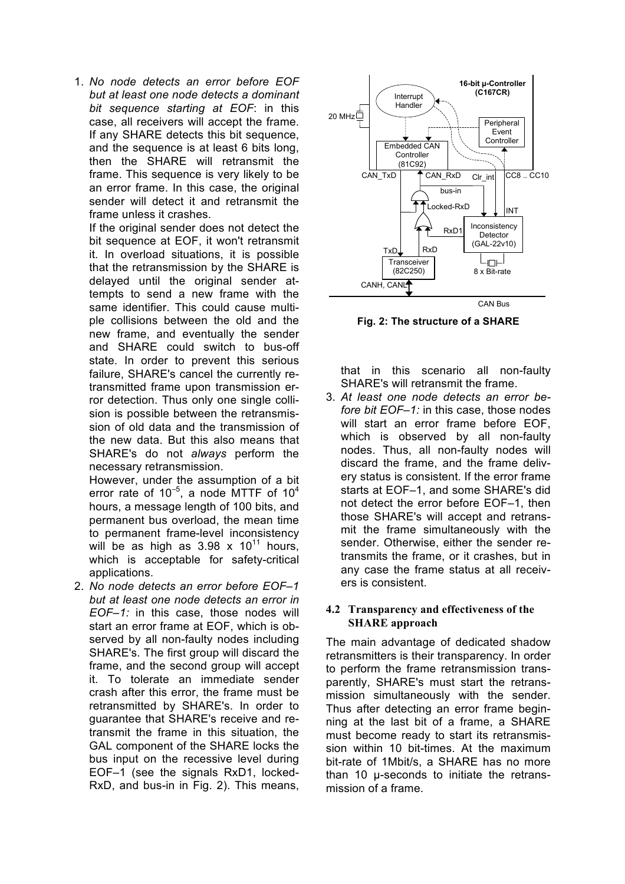1. *No node detects an error before EOF but at least one node detects a dominant bit sequence starting at EOF*: in this case, all receivers will accept the frame. If any SHARE detects this bit sequence, and the sequence is at least 6 bits long, then the SHARE will retransmit the frame. This sequence is very likely to be an error frame. In this case, the original sender will detect it and retransmit the frame unless it crashes.

   If the original sender does not detect the bit sequence at EOF, it won't retransmit it. In overload situations, it is possible that the retransmission by the SHARE is delayed until the original sender attempts to send a new frame with the same identifier. This could cause multiple collisions between the old and the new frame, and eventually the sender and SHARE could switch to bus-off state. In order to prevent this serious failure, SHARE's cancel the currently retransmitted frame upon transmission error detection. Thus only one single collision is possible between the retransmission of old data and the transmission of the new data. But this also means that SHARE's do not *always* perform the necessary retransmission.

   However, under the assumption of a bit error rate of $10^{-5}$, a node MTTF of $10^{4}$ hours, a message length of 100 bits, and permanent bus overload, the mean time to permanent frame-level inconsistency will be as high as $3.98 \times 10^{11}$ hours, which is acceptable for safety-critical applications.

2. *No node detects an error before EOF–1 but at least one node detects an error in EOF–1:* in this case, those nodes will start an error frame at EOF, which is observed by all non-faulty nodes including SHARE's. The first group will discard the frame, and the second group will accept it. To tolerate an immediate sender crash after this error, the frame must be retransmitted by SHARE's. In order to guarantee that SHARE's receive and retransmit the frame in this situation, the GAL component of the SHARE locks the bus input on the recessive level during EOF–1 (see the signals RxD1, locked-RxD, and bus-in in Fig. 2). This means, that in this scenario all non-faulty SHARE's will retransmit the frame.

**Fig. 2: The structure of a SHARE**

3. *At least one node detects an error before bit EOF–1:* in this case, those nodes will start an error frame before EOF, which is observed by all non-faulty nodes. Thus, all non-faulty nodes will discard the frame, and the frame delivery status is consistent. If the error frame starts at EOF–1, and some SHARE's did not detect the error before EOF–1, then those SHARE's will accept and retransmit the frame simultaneously with the sender. Otherwise, either the sender retransmits the frame, or it crashes, but in any case the frame status at all receivers is consistent.

### 4.2 Transparency and effectiveness of the SHARE approach

The main advantage of dedicated shadow retransmitters is their transparency. In order to perform the frame retransmission transparently, SHARE's must start the retransmission simultaneously with the sender. Thus after detecting an error frame beginning at the last bit of a frame, a SHARE must become ready to start its retransmission within 10 bit-times. At the maximum bit-rate of 1Mbit/s, a SHARE has no more than 10 µ-seconds to initiate the retransmission of a frame.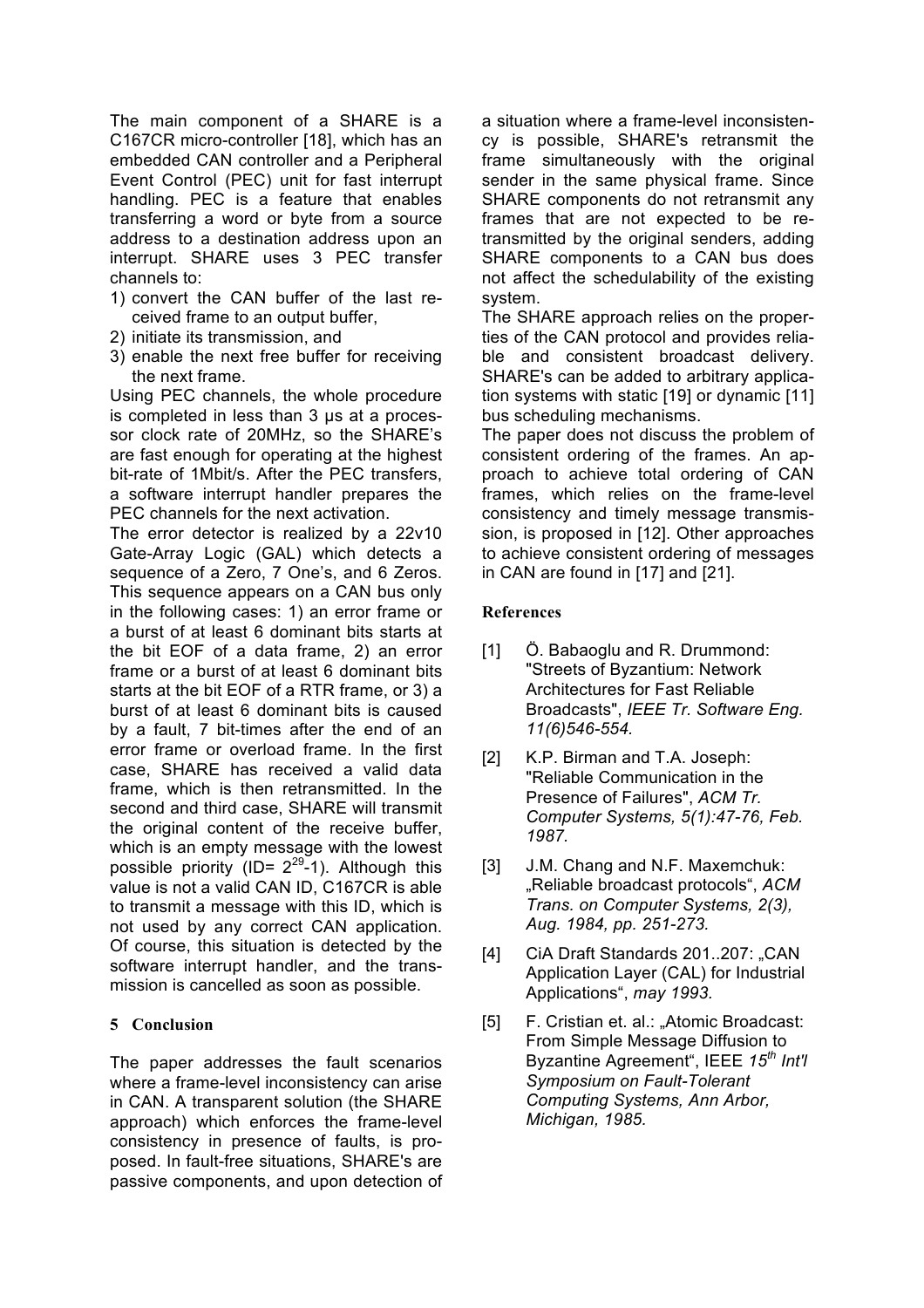The main component of a SHARE is a C167CR micro-controller [18], which has an embedded CAN controller and a Peripheral Event Control (PEC) unit for fast interrupt handling. PEC is a feature that enables transferring a word or byte from a source address to a destination address upon an interrupt. SHARE uses 3 PEC transfer channels to:

1) convert the CAN buffer of the last received frame to an output buffer,
2) initiate its transmission, and
3) enable the next free buffer for receiving the next frame.

Using PEC channels, the whole procedure is completed in less than 3 µs at a processor clock rate of 20MHz, so the SHARE's are fast enough for operating at the highest bit-rate of 1Mbit/s. After the PEC transfers, a software interrupt handler prepares the PEC channels for the next activation.

The error detector is realized by a 22v10 Gate-Array Logic (GAL) which detects a sequence of a Zero, 7 One's, and 6 Zeros. This sequence appears on a CAN bus only in the following cases: 1) an error frame or a burst of at least 6 dominant bits starts at the bit EOF of a data frame, 2) an error frame or a burst of at least 6 dominant bits starts at the bit EOF of a RTR frame, or 3) a burst of at least 6 dominant bits is caused by a fault, 7 bit-times after the end of an error frame or overload frame. In the first case, SHARE has received a valid data frame, which is then retransmitted. In the second and third case, SHARE will transmit the original content of the receive buffer, which is an empty message with the lowest possible priority (ID= $2^{29}$-1). Although this value is not a valid CAN ID, C167CR is able to transmit a message with this ID, which is not used by any correct CAN application. Of course, this situation is detected by the software interrupt handler, and the transmission is cancelled as soon as possible.

## 5 Conclusion

The paper addresses the fault scenarios where a frame-level inconsistency can arise in CAN. A transparent solution (the SHARE approach) which enforces the frame-level consistency in presence of faults, is proposed. In fault-free situations, SHARE's are passive components, and upon detection of a situation where a frame-level inconsistency is possible, SHARE's retransmit the frame simultaneously with the original sender in the same physical frame. Since SHARE components do not retransmit any frames that are not expected to be retransmitted by the original senders, adding SHARE components to a CAN bus does not affect the schedulability of the existing system.

The SHARE approach relies on the properties of the CAN protocol and provides reliable and consistent broadcast delivery. SHARE's can be added to arbitrary application systems with static [19] or dynamic [11] bus scheduling mechanisms.

The paper does not discuss the problem of consistent ordering of the frames. An approach to achieve total ordering of CAN frames, which relies on the frame-level consistency and timely message transmission, is proposed in [12]. Other approaches to achieve consistent ordering of messages in CAN are found in [17] and [21].

## References

[1] Ö. Babaoglu and R. Drummond: "Streets of Byzantium: Network Architectures for Fast Reliable Broadcasts", *IEEE Tr. Software Eng. 11(6)546-554.*

[2] K.P. Birman and T.A. Joseph: "Reliable Communication in the Presence of Failures", *ACM Tr. Computer Systems, 5(1):47-76, Feb. 1987.*

[3] J.M. Chang and N.F. Maxemchuk: „Reliable broadcast protocols", *ACM Trans. on Computer Systems, 2(3), Aug. 1984, pp. 251-273.*

[4] CiA Draft Standards 201..207: „CAN Application Layer (CAL) for Industrial Applications", *may 1993.*

[5] F. Cristian et. al.: „Atomic Broadcast: From Simple Message Diffusion to Byzantine Agreement", IEEE *15th Int'l Symposium on Fault-Tolerant Computing Systems, Ann Arbor, Michigan, 1985.*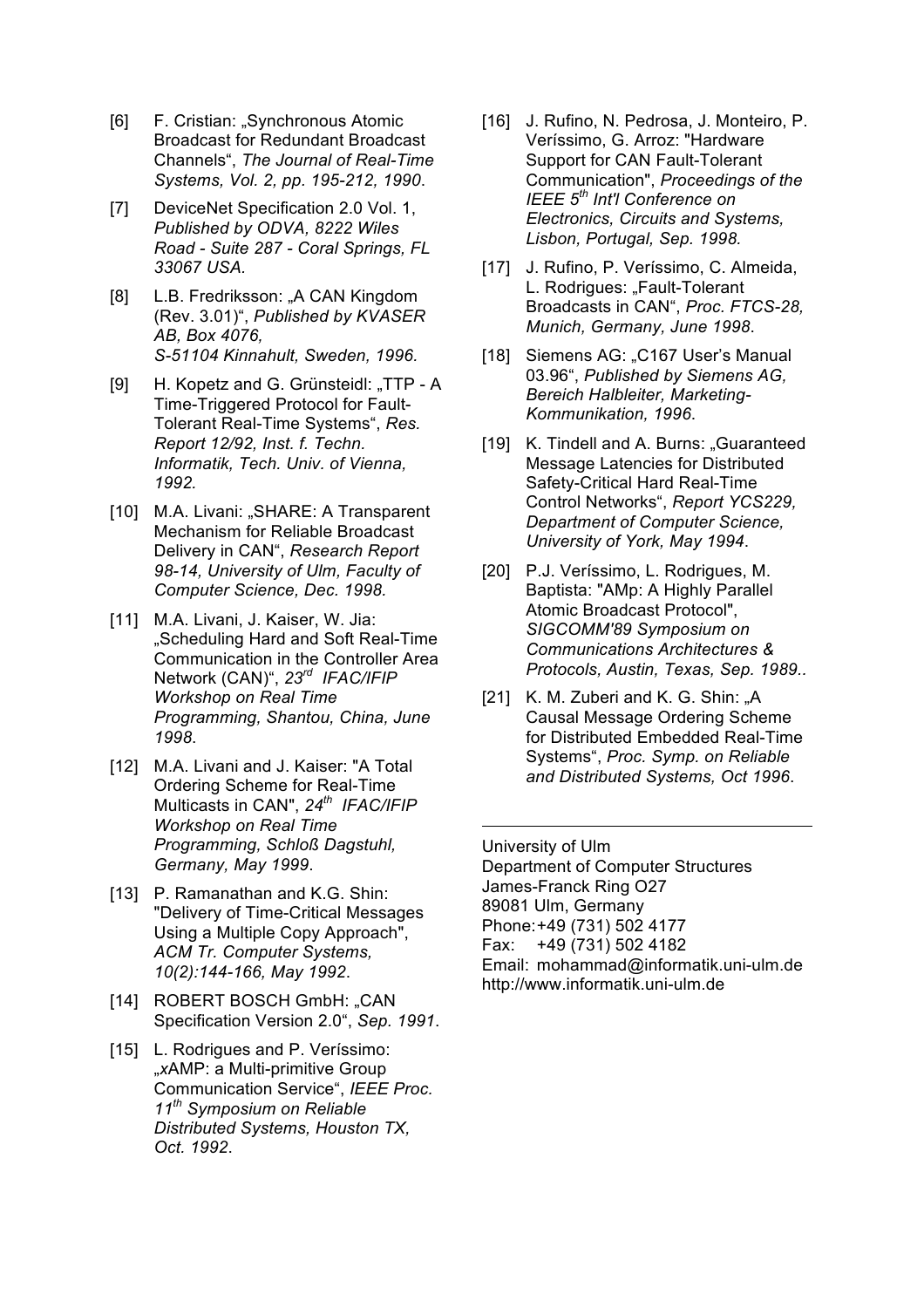[6] F. Cristian: „Synchronous Atomic Broadcast for Redundant Broadcast Channels“, *The Journal of Real-Time Systems, Vol. 2, pp. 195-212, 1990*.

[7] DeviceNet Specification 2.0 Vol. 1, *Published by ODVA, 8222 Wiles Road - Suite 287 - Coral Springs, FL 33067 USA.*

[8] L.B. Fredriksson: „A CAN Kingdom (Rev. 3.01)“, *Published by KVASER AB, Box 4076, S-51104 Kinnahult, Sweden, 1996.*

[9] H. Kopetz and G. Grünsteidl: „TTP - A Time-Triggered Protocol for Fault-Tolerant Real-Time Systems“, *Res. Report 12/92, Inst. f. Techn. Informatik, Tech. Univ. of Vienna, 1992.*

[10] M.A. Livani: „SHARE: A Transparent Mechanism for Reliable Broadcast Delivery in CAN“, *Research Report 98-14, University of Ulm, Faculty of Computer Science, Dec. 1998.*

[11] M.A. Livani, J. Kaiser, W. Jia: „Scheduling Hard and Soft Real-Time Communication in the Controller Area Network (CAN)“, *23rd IFAC/IFIP Workshop on Real Time Programming, Shantou, China, June 1998*.

[12] M.A. Livani and J. Kaiser: "A Total Ordering Scheme for Real-Time Multicasts in CAN", *24th IFAC/IFIP Workshop on Real Time Programming, Schloß Dagstuhl, Germany, May 1999*.

[13] P. Ramanathan and K.G. Shin: "Delivery of Time-Critical Messages Using a Multiple Copy Approach", *ACM Tr. Computer Systems, 10(2):144-166, May 1992*.

[14] ROBERT BOSCH GmbH: „CAN Specification Version 2.0“, *Sep. 1991*.

[15] L. Rodrigues and P. Veríssimo: „*x*AMP: a Multi-primitive Group Communication Service“, *IEEE Proc. 11th Symposium on Reliable Distributed Systems, Houston TX, Oct. 1992*.

[16] J. Rufino, N. Pedrosa, J. Monteiro, P. Veríssimo, G. Arroz: "Hardware Support for CAN Fault-Tolerant Communication", *Proceedings of the IEEE 5th Int'l Conference on Electronics, Circuits and Systems, Lisbon, Portugal, Sep. 1998.*

[17] J. Rufino, P. Veríssimo, C. Almeida, L. Rodrigues: „Fault-Tolerant Broadcasts in CAN“, *Proc. FTCS-28, Munich, Germany, June 1998*.

[18] Siemens AG: „C167 User’s Manual 03.96“, *Published by Siemens AG, Bereich Halbleiter, Marketing-Kommunikation, 1996*.

[19] K. Tindell and A. Burns: „Guaranteed Message Latencies for Distributed Safety-Critical Hard Real-Time Control Networks“, *Report YCS229, Department of Computer Science, University of York, May 1994*.

[20] P.J. Veríssimo, L. Rodrigues, M. Baptista: "AMp: A Highly Parallel Atomic Broadcast Protocol", *SIGCOMM'89 Symposium on Communications Architectures & Protocols, Austin, Texas, Sep. 1989.*.

[21] K. M. Zuberi and K. G. Shin: „A Causal Message Ordering Scheme for Distributed Embedded Real-Time Systems“, *Proc. Symp. on Reliable and Distributed Systems, Oct 1996*.

---

University of Ulm
Department of Computer Structures
James-Franck Ring O27
89081 Ulm, Germany
Phone: +49 (731) 502 4177
Fax: +49 (731) 502 4182
Email: mohammad@informatik.uni-ulm.de
http://www.informatik.uni-ulm.de